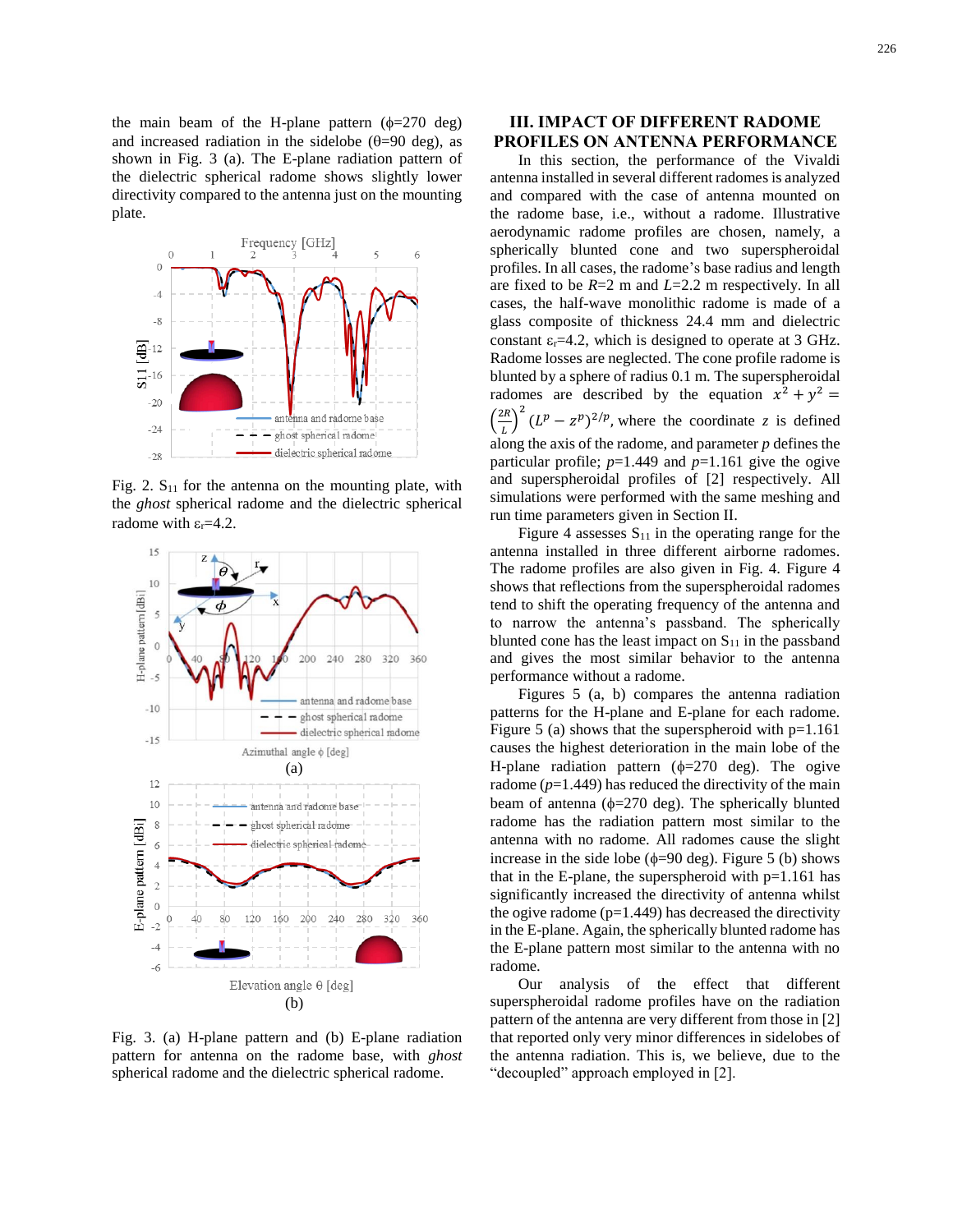the main beam of the H-plane pattern ($\phi$=270 deg) and increased radiation in the sidelobe ($\theta$=90 deg), as shown in Fig. 3 (a). The E-plane radiation pattern of the dielectric spherical radome shows slightly lower directivity compared to the antenna just on the mounting plate.

Fig. 2. $S_{11}$ for the antenna on the mounting plate, with the *ghost* spherical radome and the dielectric spherical radome with $\varepsilon_r$=4.2.

Fig. 3. (a) H-plane pattern and (b) E-plane radiation pattern for antenna on the radome base, with *ghost* spherical radome and the dielectric spherical radome.

## III. IMPACT OF DIFFERENT RADOME PROFILES ON ANTENNA PERFORMANCE

In this section, the performance of the Vivaldi antenna installed in several different radomes is analyzed and compared with the case of antenna mounted on the radome base, i.e., without a radome. Illustrative aerodynamic radome profiles are chosen, namely, a spherically blunted cone and two superspheroidal profiles. In all cases, the radome's base radius and length are fixed to be *R*=2 m and *L*=2.2 m respectively. In all cases, the half-wave monolithic radome is made of a glass composite of thickness 24.4 mm and dielectric constant $\varepsilon_r$=4.2, which is designed to operate at 3 GHz. Radome losses are neglected. The cone profile radome is blunted by a sphere of radius 0.1 m. The superspheroidal radomes are described by the equation $x^2 + y^2 = \left(\frac{2R}{L}\right)^2 (L^p - z^p)^{2/p}$, where the coordinate *z* is defined along the axis of the radome, and parameter *p* defines the particular profile; *p*=1.449 and *p*=1.161 give the ogive and superspheroidal profiles of [2] respectively. All simulations were performed with the same meshing and run time parameters given in Section II.

Figure 4 assesses $S_{11}$ in the operating range for the antenna installed in three different airborne radomes. The radome profiles are also given in Fig. 4. Figure 4 shows that reflections from the superspheroidal radomes tend to shift the operating frequency of the antenna and to narrow the antenna's passband. The spherically blunted cone has the least impact on $S_{11}$ in the passband and gives the most similar behavior to the antenna performance without a radome.

Figures 5 (a, b) compares the antenna radiation patterns for the H-plane and E-plane for each radome. Figure 5 (a) shows that the superspheroid with p=1.161 causes the highest deterioration in the main lobe of the H-plane radiation pattern ($\phi$=270 deg). The ogive radome (*p*=1.449) has reduced the directivity of the main beam of antenna ($\phi$=270 deg). The spherically blunted radome has the radiation pattern most similar to the antenna with no radome. All radomes cause the slight increase in the side lobe ($\phi$=90 deg). Figure 5 (b) shows that in the E-plane, the superspheroid with p=1.161 has significantly increased the directivity of antenna whilst the ogive radome (p=1.449) has decreased the directivity in the E-plane. Again, the spherically blunted radome has the E-plane pattern most similar to the antenna with no radome.

Our analysis of the effect that different superspheroidal radome profiles have on the radiation pattern of the antenna are very different from those in [2] that reported only very minor differences in sidelobes of the antenna radiation. This is, we believe, due to the "decoupled" approach employed in [2].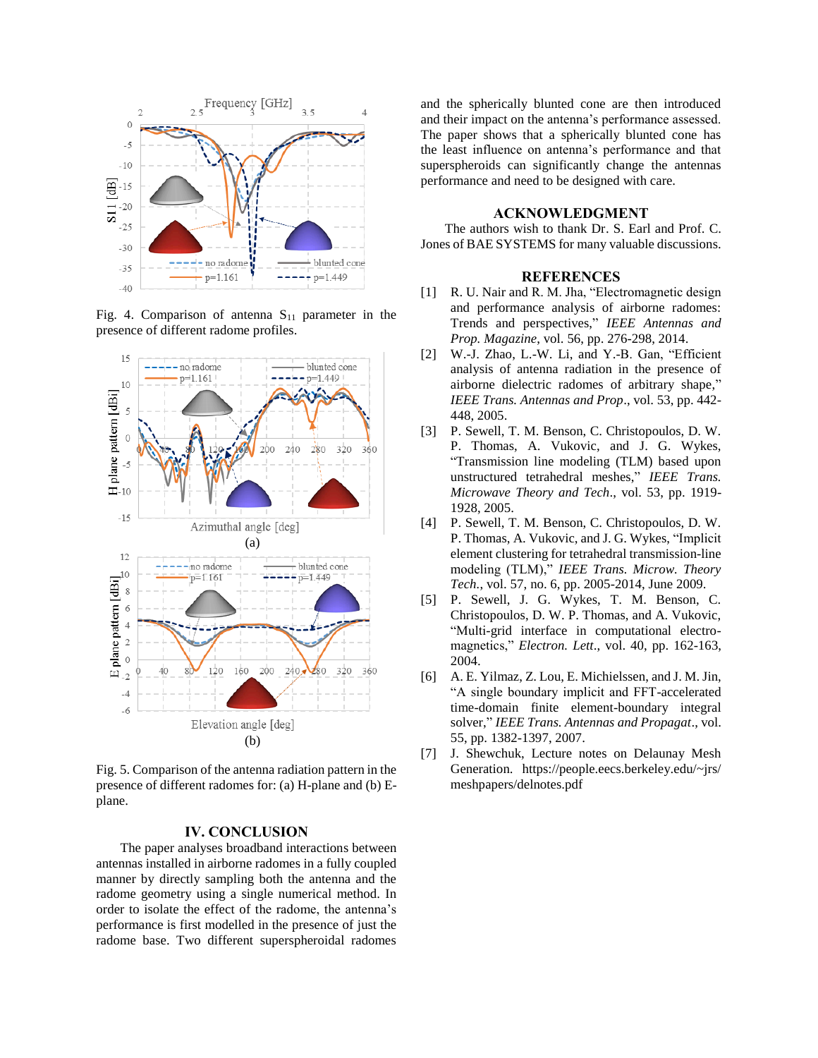Frequency [GHz]

2 2.5 3 3.5 4

0 -5 -10 -15 -20 -25 -30 -35 -40

S11 [dB]

no radome
blunted cone
p=1.161
p=1.449

Fig. 4. Comparison of antenna $S_{11}$ parameter in the presence of different radome profiles.

15 10 5 0 -5 -10 -15

H plane pattern [dBi]

no radome
blunted cone
p=1.161
p=1.449

0 40 80 120 160 200 240 280 320 360

Azimuthal angle [deg]

(a)

12 10 8 6 4 2 0 -2 -4 -6

E plane pattern [dBi]

no radome
blunted cone
p=1.161
p=1.449

0 40 80 120 160 200 240 280 320 360

Elevation angle [deg]

(b)

Fig. 5. Comparison of the antenna radiation pattern in the presence of different radomes for: (a) H-plane and (b) E-plane.

## IV. CONCLUSION

The paper analyses broadband interactions between antennas installed in airborne radomes in a fully coupled manner by directly sampling both the antenna and the radome geometry using a single numerical method. In order to isolate the effect of the radome, the antenna's performance is first modelled in the presence of just the radome base. Two different superspheroidal radomes and the spherically blunted cone are then introduced and their impact on the antenna's performance assessed. The paper shows that a spherically blunted cone has the least influence on antenna's performance and that superspheroids can significantly change the antennas performance and need to be designed with care.

## ACKNOWLEDGMENT

The authors wish to thank Dr. S. Earl and Prof. C. Jones of BAE SYSTEMS for many valuable discussions.

## REFERENCES

[1] R. U. Nair and R. M. Jha, "Electromagnetic design and performance analysis of airborne radomes: Trends and perspectives," *IEEE Antennas and Prop. Magazine*, vol. 56, pp. 276-298, 2014.

[2] W.-J. Zhao, L.-W. Li, and Y.-B. Gan, "Efficient analysis of antenna radiation in the presence of airborne dielectric radomes of arbitrary shape," *IEEE Trans. Antennas and Prop*., vol. 53, pp. 442-448, 2005.

[3] P. Sewell, T. M. Benson, C. Christopoulos, D. W. P. Thomas, A. Vukovic, and J. G. Wykes, "Transmission line modeling (TLM) based upon unstructured tetrahedral meshes," *IEEE Trans. Microwave Theory and Tech*., vol. 53, pp. 1919-1928, 2005.

[4] P. Sewell, T. M. Benson, C. Christopoulos, D. W. P. Thomas, A. Vukovic, and J. G. Wykes, "Implicit element clustering for tetrahedral transmission-line modeling (TLM)," *IEEE Trans. Microw. Theory Tech.*, vol. 57, no. 6, pp. 2005-2014, June 2009.

[5] P. Sewell, J. G. Wykes, T. M. Benson, C. Christopoulos, D. W. P. Thomas, and A. Vukovic, "Multi-grid interface in computational electro-magnetics," *Electron. Lett*., vol. 40, pp. 162-163, 2004.

[6] A. E. Yilmaz, Z. Lou, E. Michielssen, and J. M. Jin, "A single boundary implicit and FFT-accelerated time-domain finite element-boundary integral solver," *IEEE Trans. Antennas and Propagat*., vol. 55, pp. 1382-1397, 2007.

[7] J. Shewchuk, Lecture notes on Delaunay Mesh Generation. https://people.eecs.berkeley.edu/~jrs/meshpapers/delnotes.pdf